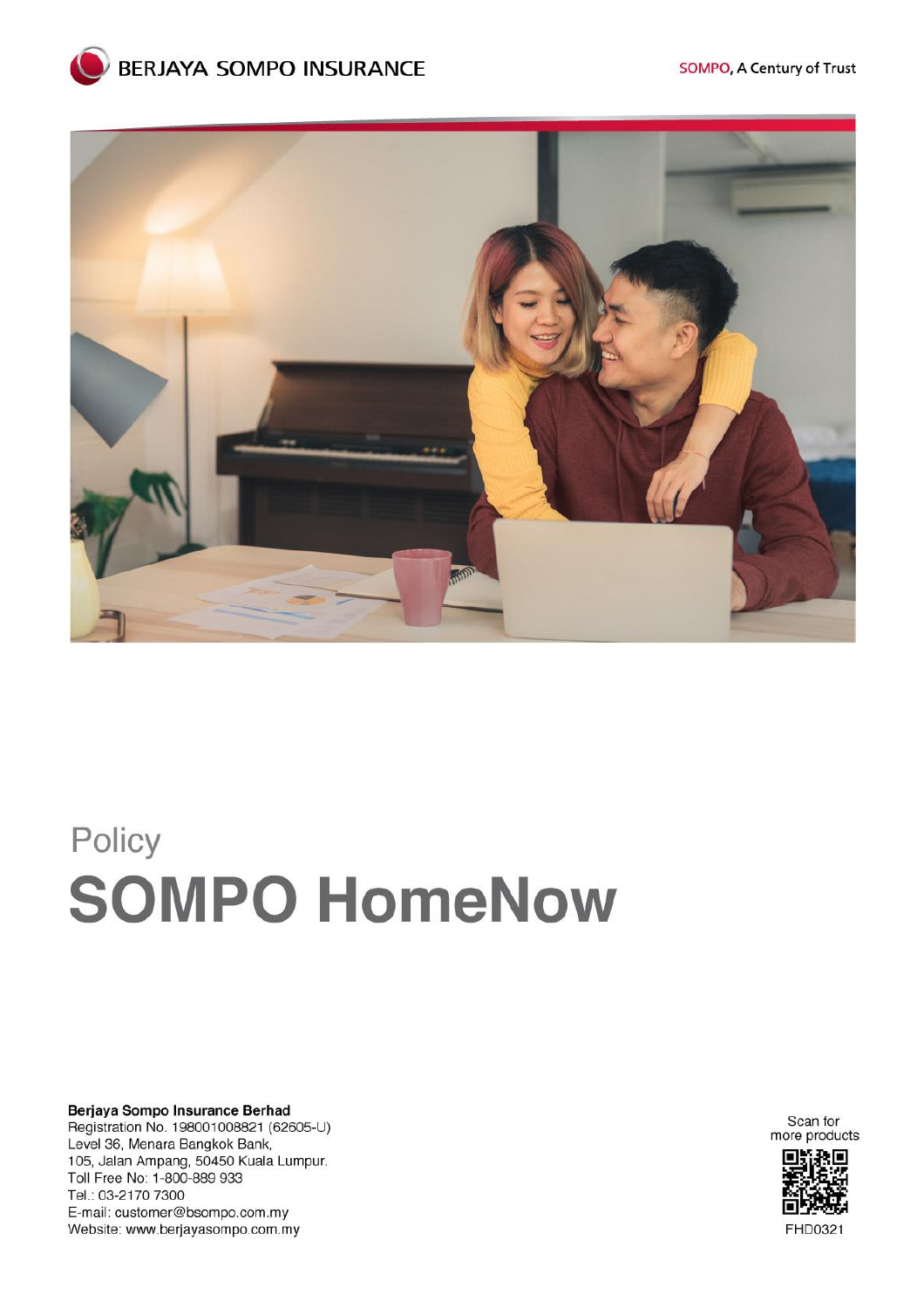BERJAYA SOMPO INSURANCE

SOMPO, A Century of Trust

Policy

# SOMPO HomeNow

**Berjaya Sompo Insurance Berhad**
Registration No. 198001008821 (62605-U)
Level 36, Menara Bangkok Bank,
105, Jalan Ampang, 50450 Kuala Lumpur.
Toll Free No: 1-800-889 933
Tel.: 03-2170 7300
E-mail: customer@bsompo.com.my
Website: www.berjayasompo.com.my

Scan for more products

FHD0321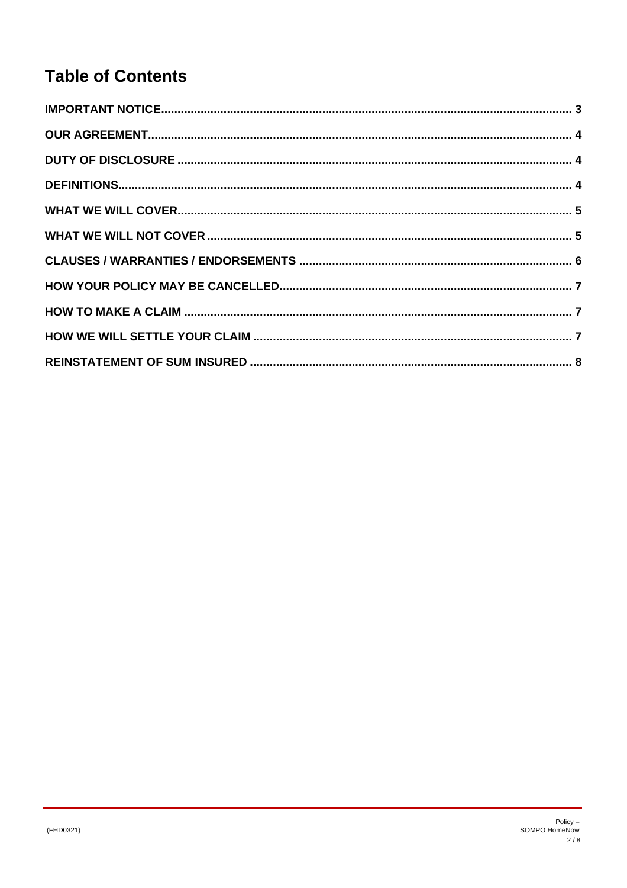# Table of Contents

| | |
|---|---|
| **IMPORTANT NOTICE** | **3** |
| **OUR AGREEMENT** | **4** |
| **DUTY OF DISCLOSURE** | **4** |
| **DEFINITIONS** | **4** |
| **WHAT WE WILL COVER** | **5** |
| **WHAT WE WILL NOT COVER** | **5** |
| **CLAUSES / WARRANTIES / ENDORSEMENTS** | **6** |
| **HOW YOUR POLICY MAY BE CANCELLED** | **7** |
| **HOW TO MAKE A CLAIM** | **7** |
| **HOW WE WILL SETTLE YOUR CLAIM** | **7** |
| **REINSTATEMENT OF SUM INSURED** | **8** |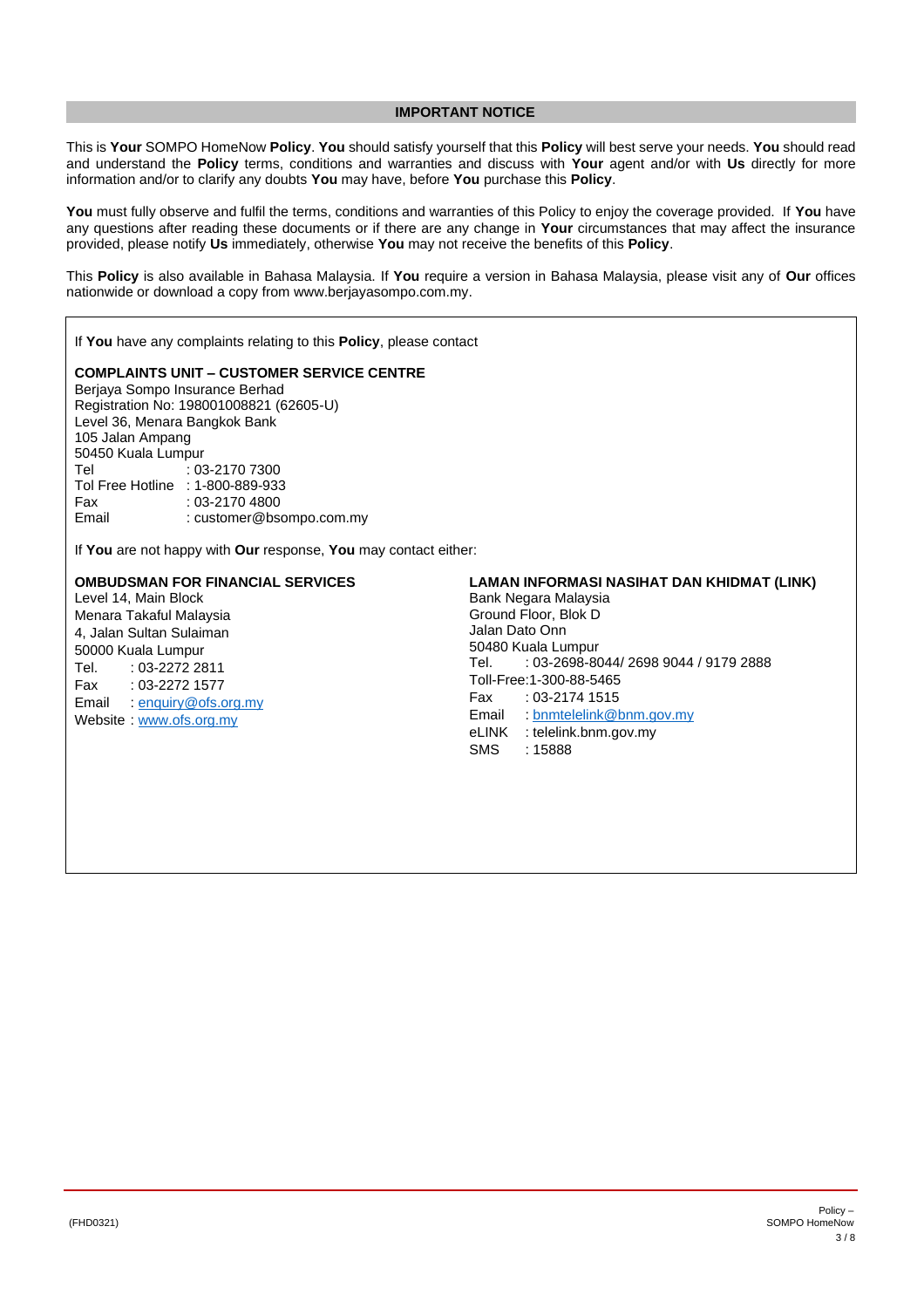## IMPORTANT NOTICE

This is **Your** SOMPO HomeNow **Policy**. **You** should satisfy yourself that this **Policy** will best serve your needs. **You** should read and understand the **Policy** terms, conditions and warranties and discuss with **Your** agent and/or with **Us** directly for more information and/or to clarify any doubts **You** may have, before **You** purchase this **Policy**.

**You** must fully observe and fulfil the terms, conditions and warranties of this Policy to enjoy the coverage provided. If **You** have any questions after reading these documents or if there are any change in **Your** circumstances that may affect the insurance provided, please notify **Us** immediately, otherwise **You** may not receive the benefits of this **Policy**.

This **Policy** is also available in Bahasa Malaysia. If **You** require a version in Bahasa Malaysia, please visit any of **Our** offices nationwide or download a copy from www.berjayasompo.com.my.

If **You** have any complaints relating to this **Policy**, please contact

**COMPLAINTS UNIT – CUSTOMER SERVICE CENTRE**
Berjaya Sompo Insurance Berhad
Registration No: 198001008821 (62605-U)
Level 36, Menara Bangkok Bank
105 Jalan Ampang
50450 Kuala Lumpur
Tel : 03-2170 7300
Tol Free Hotline : 1-800-889-933
Fax : 03-2170 4800
Email : customer@bsompo.com.my

If **You** are not happy with **Our** response, **You** may contact either:

**OMBUDSMAN FOR FINANCIAL SERVICES**
Level 14, Main Block
Menara Takaful Malaysia
4, Jalan Sultan Sulaiman
50000 Kuala Lumpur
Tel. : 03-2272 2811
Fax : 03-2272 1577
Email : enquiry@ofs.org.my
Website : www.ofs.org.my

**LAMAN INFORMASI NASIHAT DAN KHIDMAT (LINK)**
Bank Negara Malaysia
Ground Floor, Blok D
Jalan Dato Onn
50480 Kuala Lumpur
Tel. : 03-2698-8044/ 2698 9044 / 9179 2888
Toll-Free:1-300-88-5465
Fax : 03-2174 1515
Email : bnmtelelink@bnm.gov.my
eLINK : telelink.bnm.gov.my
SMS : 15888

(FHD0321)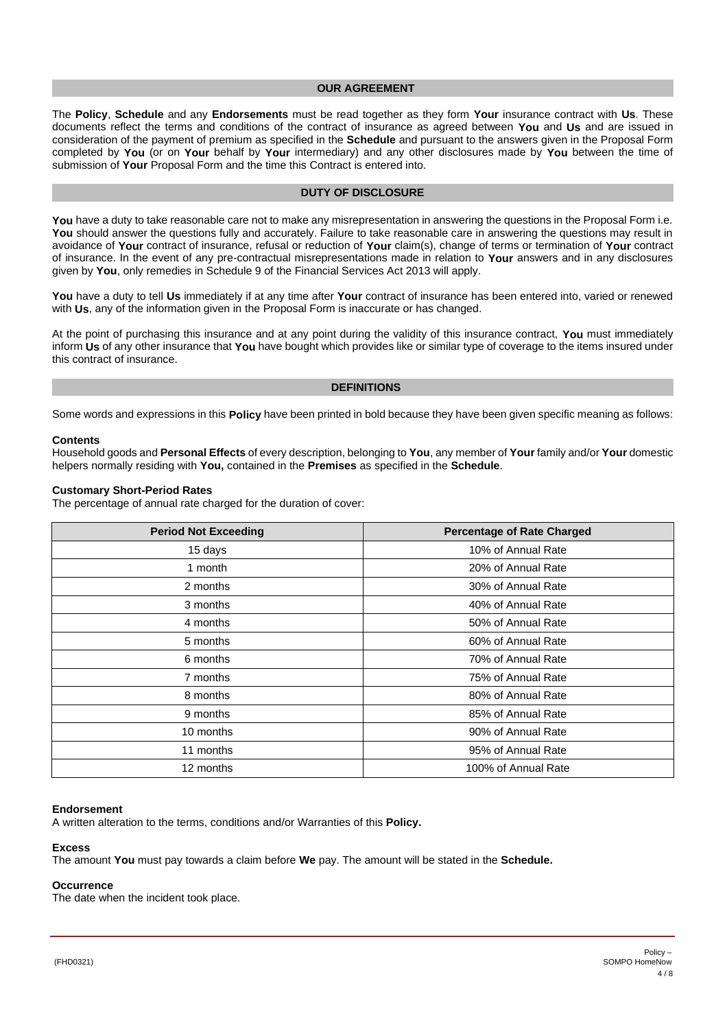## OUR AGREEMENT

The **Policy**, **Schedule** and any **Endorsements** must be read together as they form **Your** insurance contract with **Us**. These documents reflect the terms and conditions of the contract of insurance as agreed between **You** and **Us** and are issued in consideration of the payment of premium as specified in the **Schedule** and pursuant to the answers given in the Proposal Form completed by **You** (or on **Your** behalf by **Your** intermediary) and any other disclosures made by **You** between the time of submission of **Your** Proposal Form and the time this Contract is entered into.

## DUTY OF DISCLOSURE

**You** have a duty to take reasonable care not to make any misrepresentation in answering the questions in the Proposal Form i.e. **You** should answer the questions fully and accurately. Failure to take reasonable care in answering the questions may result in avoidance of **Your** contract of insurance, refusal or reduction of **Your** claim(s), change of terms or termination of **Your** contract of insurance. In the event of any pre-contractual misrepresentations made in relation to **Your** answers and in any disclosures given by **You**, only remedies in Schedule 9 of the Financial Services Act 2013 will apply.

**You** have a duty to tell **Us** immediately if at any time after **Your** contract of insurance has been entered into, varied or renewed with **Us**, any of the information given in the Proposal Form is inaccurate or has changed.

At the point of purchasing this insurance and at any point during the validity of this insurance contract, **You** must immediately inform **Us** of any other insurance that **You** have bought which provides like or similar type of coverage to the items insured under this contract of insurance.

## DEFINITIONS

Some words and expressions in this **Policy** have been printed in bold because they have been given specific meaning as follows:

**Contents**
Household goods and **Personal Effects** of every description, belonging to **You**, any member of **Your** family and/or **Your** domestic helpers normally residing with **You,** contained in the **Premises** as specified in the **Schedule**.

**Customary Short-Period Rates**
The percentage of annual rate charged for the duration of cover:

| Period Not Exceeding | Percentage of Rate Charged |
|---|---|
| 15 days | 10% of Annual Rate |
| 1 month | 20% of Annual Rate |
| 2 months | 30% of Annual Rate |
| 3 months | 40% of Annual Rate |
| 4 months | 50% of Annual Rate |
| 5 months | 60% of Annual Rate |
| 6 months | 70% of Annual Rate |
| 7 months | 75% of Annual Rate |
| 8 months | 80% of Annual Rate |
| 9 months | 85% of Annual Rate |
| 10 months | 90% of Annual Rate |
| 11 months | 95% of Annual Rate |
| 12 months | 100% of Annual Rate |

**Endorsement**
A written alteration to the terms, conditions and/or Warranties of this **Policy.**

**Excess**
The amount **You** must pay towards a claim before **We** pay. The amount will be stated in the **Schedule.**

**Occurrence**
The date when the incident took place.

(FHD0321)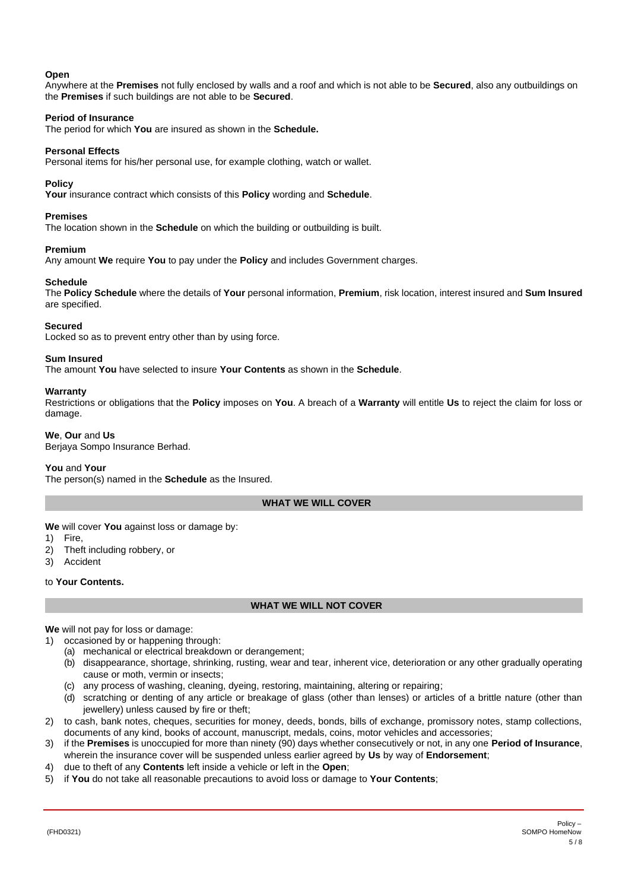**Open**
Anywhere at the **Premises** not fully enclosed by walls and a roof and which is not able to be **Secured**, also any outbuildings on the **Premises** if such buildings are not able to be **Secured**.

**Period of Insurance**
The period for which **You** are insured as shown in the **Schedule.**

**Personal Effects**
Personal items for his/her personal use, for example clothing, watch or wallet.

**Policy**
**Your** insurance contract which consists of this **Policy** wording and **Schedule**.

**Premises**
The location shown in the **Schedule** on which the building or outbuilding is built.

**Premium**
Any amount **We** require **You** to pay under the **Policy** and includes Government charges.

**Schedule**
The **Policy Schedule** where the details of **Your** personal information, **Premium**, risk location, interest insured and **Sum Insured** are specified.

**Secured**
Locked so as to prevent entry other than by using force.

**Sum Insured**
The amount **You** have selected to insure **Your Contents** as shown in the **Schedule**.

**Warranty**
Restrictions or obligations that the **Policy** imposes on **You**. A breach of a **Warranty** will entitle **Us** to reject the claim for loss or damage.

**We**, **Our** and **Us**
Berjaya Sompo Insurance Berhad.

**You** and **Your**
The person(s) named in the **Schedule** as the Insured.

## WHAT WE WILL COVER

**We** will cover **You** against loss or damage by:

1) Fire,
2) Theft including robbery, or
3) Accident

to **Your Contents.**

## WHAT WE WILL NOT COVER

**We** will not pay for loss or damage:

1) occasioned by or happening through:
   (a) mechanical or electrical breakdown or derangement;
   (b) disappearance, shortage, shrinking, rusting, wear and tear, inherent vice, deterioration or any other gradually operating cause or moth, vermin or insects;
   (c) any process of washing, cleaning, dyeing, restoring, maintaining, altering or repairing;
   (d) scratching or denting of any article or breakage of glass (other than lenses) or articles of a brittle nature (other than jewellery) unless caused by fire or theft;
2) to cash, bank notes, cheques, securities for money, deeds, bonds, bills of exchange, promissory notes, stamp collections, documents of any kind, books of account, manuscript, medals, coins, motor vehicles and accessories;
3) if the **Premises** is unoccupied for more than ninety (90) days whether consecutively or not, in any one **Period of Insurance**, wherein the insurance cover will be suspended unless earlier agreed by **Us** by way of **Endorsement**;
4) due to theft of any **Contents** left inside a vehicle or left in the **Open**;
5) if **You** do not take all reasonable precautions to avoid loss or damage to **Your Contents**;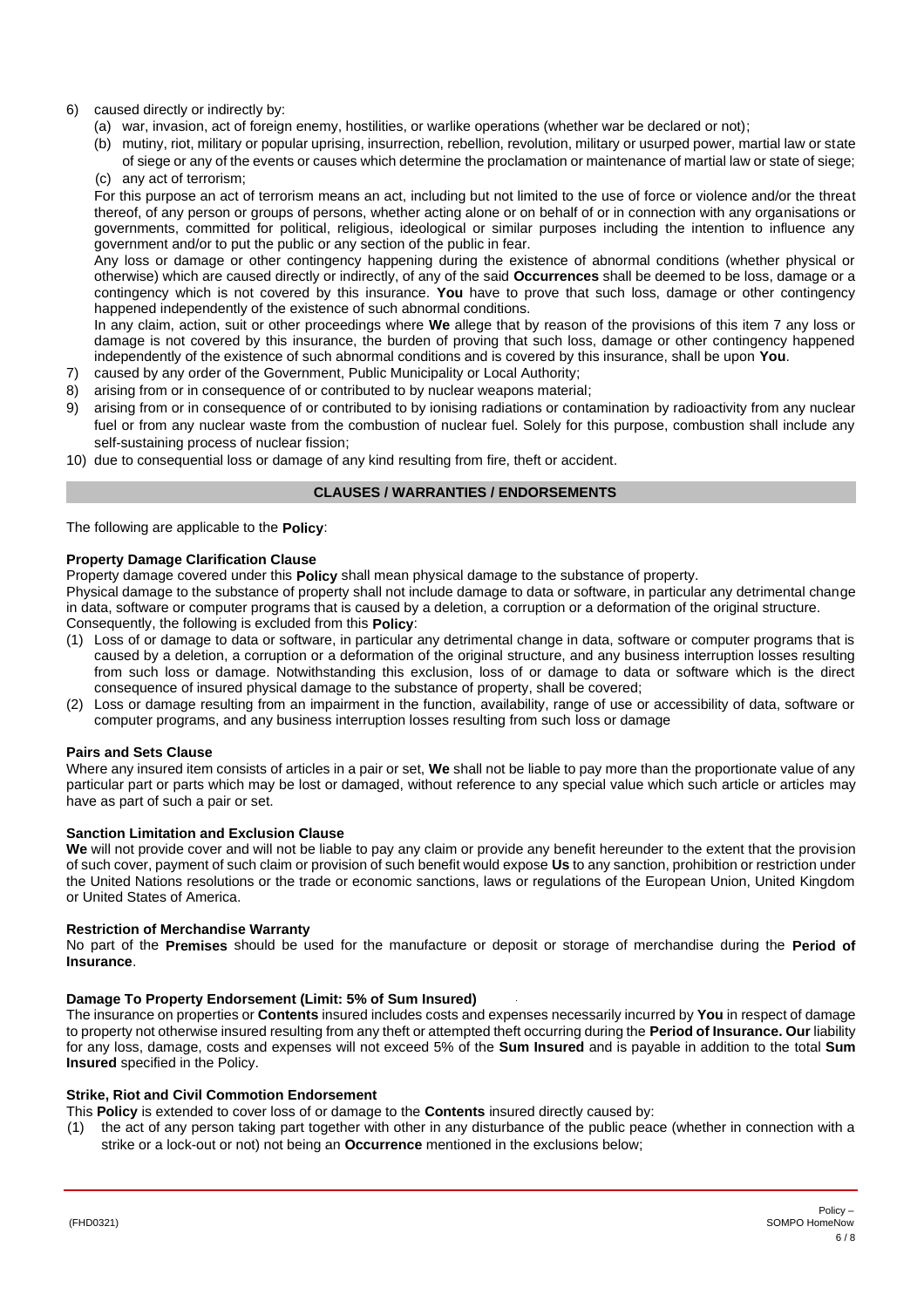6) caused directly or indirectly by:
   (a) war, invasion, act of foreign enemy, hostilities, or warlike operations (whether war be declared or not);
   (b) mutiny, riot, military or popular uprising, insurrection, rebellion, revolution, military or usurped power, martial law or state of siege or any of the events or causes which determine the proclamation or maintenance of martial law or state of siege;
   (c) any act of terrorism;

   For this purpose an act of terrorism means an act, including but not limited to the use of force or violence and/or the threat thereof, of any person or groups of persons, whether acting alone or on behalf of or in connection with any organisations or governments, committed for political, religious, ideological or similar purposes including the intention to influence any government and/or to put the public or any section of the public in fear.

   Any loss or damage or other contingency happening during the existence of abnormal conditions (whether physical or otherwise) which are caused directly or indirectly, of any of the said **Occurrences** shall be deemed to be loss, damage or a contingency which is not covered by this insurance. **You** have to prove that such loss, damage or other contingency happened independently of the existence of such abnormal conditions.

   In any claim, action, suit or other proceedings where **We** allege that by reason of the provisions of this item 7 any loss or damage is not covered by this insurance, the burden of proving that such loss, damage or other contingency happened independently of the existence of such abnormal conditions and is covered by this insurance, shall be upon **You**.
7) caused by any order of the Government, Public Municipality or Local Authority;
8) arising from or in consequence of or contributed to by nuclear weapons material;
9) arising from or in consequence of or contributed to by ionising radiations or contamination by radioactivity from any nuclear fuel or from any nuclear waste from the combustion of nuclear fuel. Solely for this purpose, combustion shall include any self-sustaining process of nuclear fission;
10) due to consequential loss or damage of any kind resulting from fire, theft or accident.

## CLAUSES / WARRANTIES / ENDORSEMENTS

The following are applicable to the **Policy**:

**Property Damage Clarification Clause**

Property damage covered under this **Policy** shall mean physical damage to the substance of property.

Physical damage to the substance of property shall not include damage to data or software, in particular any detrimental change in data, software or computer programs that is caused by a deletion, a corruption or a deformation of the original structure.

Consequently, the following is excluded from this **Policy**:

(1) Loss of or damage to data or software, in particular any detrimental change in data, software or computer programs that is caused by a deletion, a corruption or a deformation of the original structure, and any business interruption losses resulting from such loss or damage. Notwithstanding this exclusion, loss of or damage to data or software which is the direct consequence of insured physical damage to the substance of property, shall be covered;
(2) Loss or damage resulting from an impairment in the function, availability, range of use or accessibility of data, software or computer programs, and any business interruption losses resulting from such loss or damage

**Pairs and Sets Clause**

Where any insured item consists of articles in a pair or set, **We** shall not be liable to pay more than the proportionate value of any particular part or parts which may be lost or damaged, without reference to any special value which such article or articles may have as part of such a pair or set.

**Sanction Limitation and Exclusion Clause**

**We** will not provide cover and will not be liable to pay any claim or provide any benefit hereunder to the extent that the provision of such cover, payment of such claim or provision of such benefit would expose **Us** to any sanction, prohibition or restriction under the United Nations resolutions or the trade or economic sanctions, laws or regulations of the European Union, United Kingdom or United States of America.

**Restriction of Merchandise Warranty**

No part of the **Premises** should be used for the manufacture or deposit or storage of merchandise during the **Period of Insurance**.

**Damage To Property Endorsement (Limit: 5% of Sum Insured)**

The insurance on properties or **Contents** insured includes costs and expenses necessarily incurred by **You** in respect of damage to property not otherwise insured resulting from any theft or attempted theft occurring during the **Period of Insurance. Our** liability for any loss, damage, costs and expenses will not exceed 5% of the **Sum Insured** and is payable in addition to the total **Sum Insured** specified in the Policy.

**Strike, Riot and Civil Commotion Endorsement**

This **Policy** is extended to cover loss of or damage to the **Contents** insured directly caused by:

(1) the act of any person taking part together with other in any disturbance of the public peace (whether in connection with a strike or a lock-out or not) not being an **Occurrence** mentioned in the exclusions below;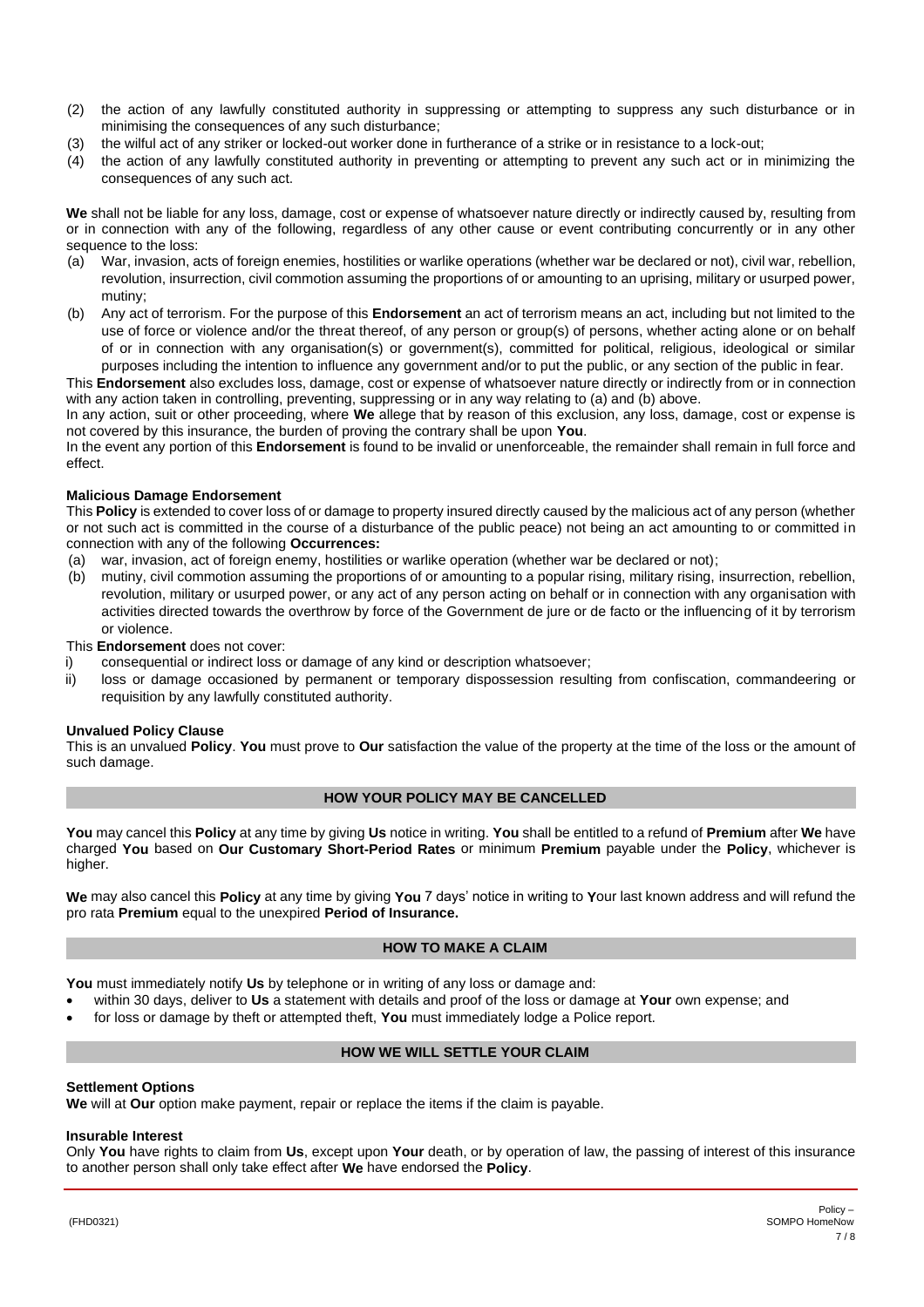(2) the action of any lawfully constituted authority in suppressing or attempting to suppress any such disturbance or in minimising the consequences of any such disturbance;
(3) the wilful act of any striker or locked-out worker done in furtherance of a strike or in resistance to a lock-out;
(4) the action of any lawfully constituted authority in preventing or attempting to prevent any such act or in minimizing the consequences of any such act.

**We** shall not be liable for any loss, damage, cost or expense of whatsoever nature directly or indirectly caused by, resulting from or in connection with any of the following, regardless of any other cause or event contributing concurrently or in any other sequence to the loss:

(a) War, invasion, acts of foreign enemies, hostilities or warlike operations (whether war be declared or not), civil war, rebellion, revolution, insurrection, civil commotion assuming the proportions of or amounting to an uprising, military or usurped power, mutiny;
(b) Any act of terrorism. For the purpose of this **Endorsement** an act of terrorism means an act, including but not limited to the use of force or violence and/or the threat thereof, of any person or group(s) of persons, whether acting alone or on behalf of or in connection with any organisation(s) or government(s), committed for political, religious, ideological or similar purposes including the intention to influence any government and/or to put the public, or any section of the public in fear.

This **Endorsement** also excludes loss, damage, cost or expense of whatsoever nature directly or indirectly from or in connection with any action taken in controlling, preventing, suppressing or in any way relating to (a) and (b) above.

In any action, suit or other proceeding, where **We** allege that by reason of this exclusion, any loss, damage, cost or expense is not covered by this insurance, the burden of proving the contrary shall be upon **You**.

In the event any portion of this **Endorsement** is found to be invalid or unenforceable, the remainder shall remain in full force and effect.

**Malicious Damage Endorsement**

This **Policy** is extended to cover loss of or damage to property insured directly caused by the malicious act of any person (whether or not such act is committed in the course of a disturbance of the public peace) not being an act amounting to or committed in connection with any of the following **Occurrences:**

(a) war, invasion, act of foreign enemy, hostilities or warlike operation (whether war be declared or not);
(b) mutiny, civil commotion assuming the proportions of or amounting to a popular rising, military rising, insurrection, rebellion, revolution, military or usurped power, or any act of any person acting on behalf or in connection with any organisation with activities directed towards the overthrow by force of the Government de jure or de facto or the influencing of it by terrorism or violence.

This **Endorsement** does not cover:

i) consequential or indirect loss or damage of any kind or description whatsoever;
ii) loss or damage occasioned by permanent or temporary dispossession resulting from confiscation, commandeering or requisition by any lawfully constituted authority.

**Unvalued Policy Clause**

This is an unvalued **Policy**. **You** must prove to **Our** satisfaction the value of the property at the time of the loss or the amount of such damage.

## HOW YOUR POLICY MAY BE CANCELLED

**You** may cancel this **Policy** at any time by giving **Us** notice in writing. **You** shall be entitled to a refund of **Premium** after **We** have charged **You** based on **Our Customary Short-Period Rates** or minimum **Premium** payable under the **Policy**, whichever is higher.

**We** may also cancel this **Policy** at any time by giving **You** 7 days' notice in writing to **Y**our last known address and will refund the pro rata **Premium** equal to the unexpired **Period of Insurance.**

## HOW TO MAKE A CLAIM

**You** must immediately notify **Us** by telephone or in writing of any loss or damage and:

- within 30 days, deliver to **Us** a statement with details and proof of the loss or damage at **Your** own expense; and
- for loss or damage by theft or attempted theft, **You** must immediately lodge a Police report.

## HOW WE WILL SETTLE YOUR CLAIM

**Settlement Options**

**We** will at **Our** option make payment, repair or replace the items if the claim is payable.

**Insurable Interest**

Only **You** have rights to claim from **Us**, except upon **Your** death, or by operation of law, the passing of interest of this insurance to another person shall only take effect after **We** have endorsed the **Policy**.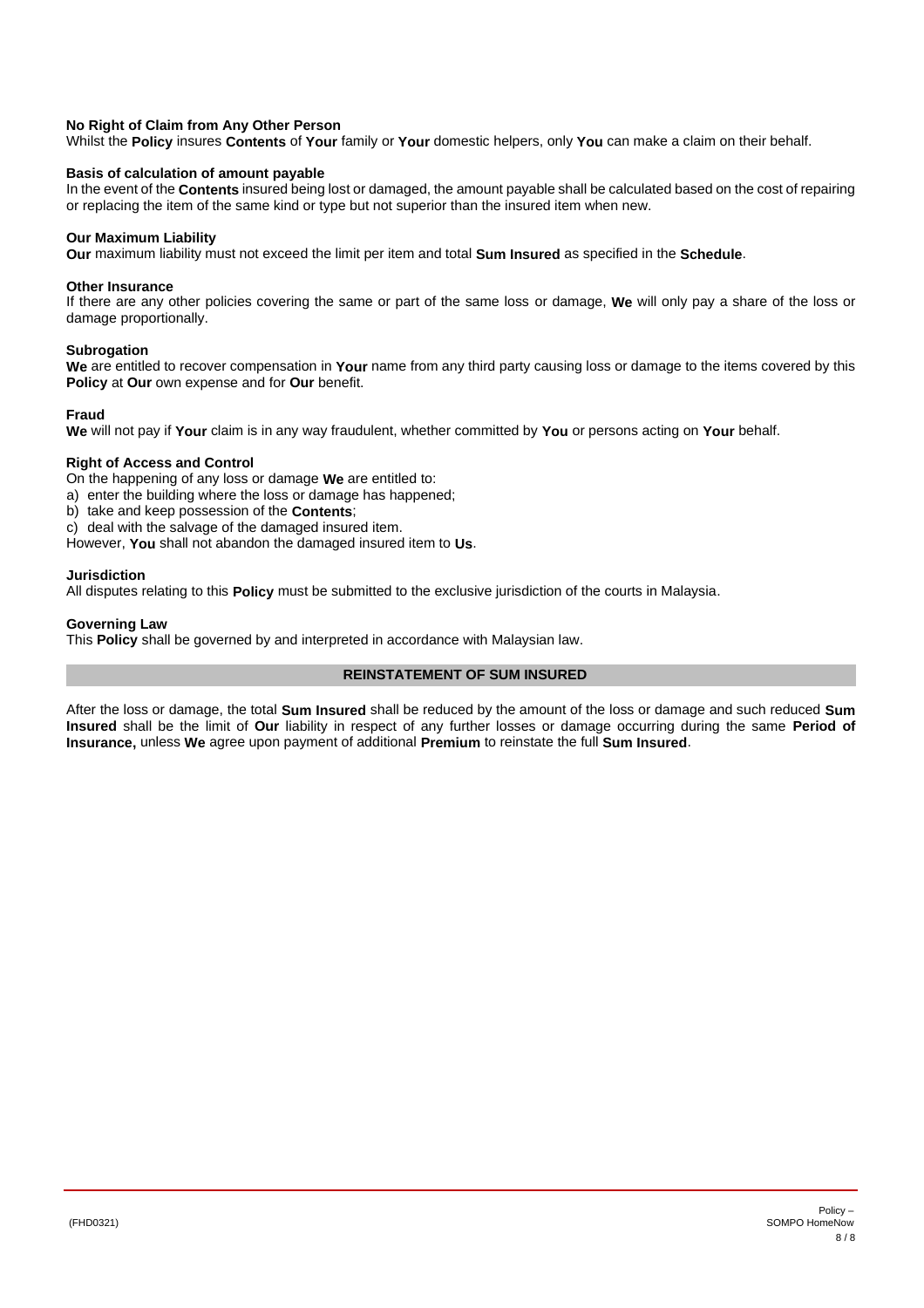**No Right of Claim from Any Other Person**

Whilst the **Policy** insures **Contents** of **Your** family or **Your** domestic helpers, only **You** can make a claim on their behalf.

**Basis of calculation of amount payable**

In the event of the **Contents** insured being lost or damaged, the amount payable shall be calculated based on the cost of repairing or replacing the item of the same kind or type but not superior than the insured item when new.

**Our Maximum Liability**

**Our** maximum liability must not exceed the limit per item and total **Sum Insured** as specified in the **Schedule**.

**Other Insurance**

If there are any other policies covering the same or part of the same loss or damage, **We** will only pay a share of the loss or damage proportionally.

**Subrogation**

**We** are entitled to recover compensation in **Your** name from any third party causing loss or damage to the items covered by this **Policy** at **Our** own expense and for **Our** benefit.

**Fraud**

**We** will not pay if **Your** claim is in any way fraudulent, whether committed by **You** or persons acting on **Your** behalf.

**Right of Access and Control**

On the happening of any loss or damage **We** are entitled to:

a) enter the building where the loss or damage has happened;
b) take and keep possession of the **Contents**;
c) deal with the salvage of the damaged insured item.

However, **You** shall not abandon the damaged insured item to **Us**.

**Jurisdiction**

All disputes relating to this **Policy** must be submitted to the exclusive jurisdiction of the courts in Malaysia.

**Governing Law**

This **Policy** shall be governed by and interpreted in accordance with Malaysian law.

## REINSTATEMENT OF SUM INSURED

After the loss or damage, the total **Sum Insured** shall be reduced by the amount of the loss or damage and such reduced **Sum Insured** shall be the limit of **Our** liability in respect of any further losses or damage occurring during the same **Period of Insurance,** unless **We** agree upon payment of additional **Premium** to reinstate the full **Sum Insured**.